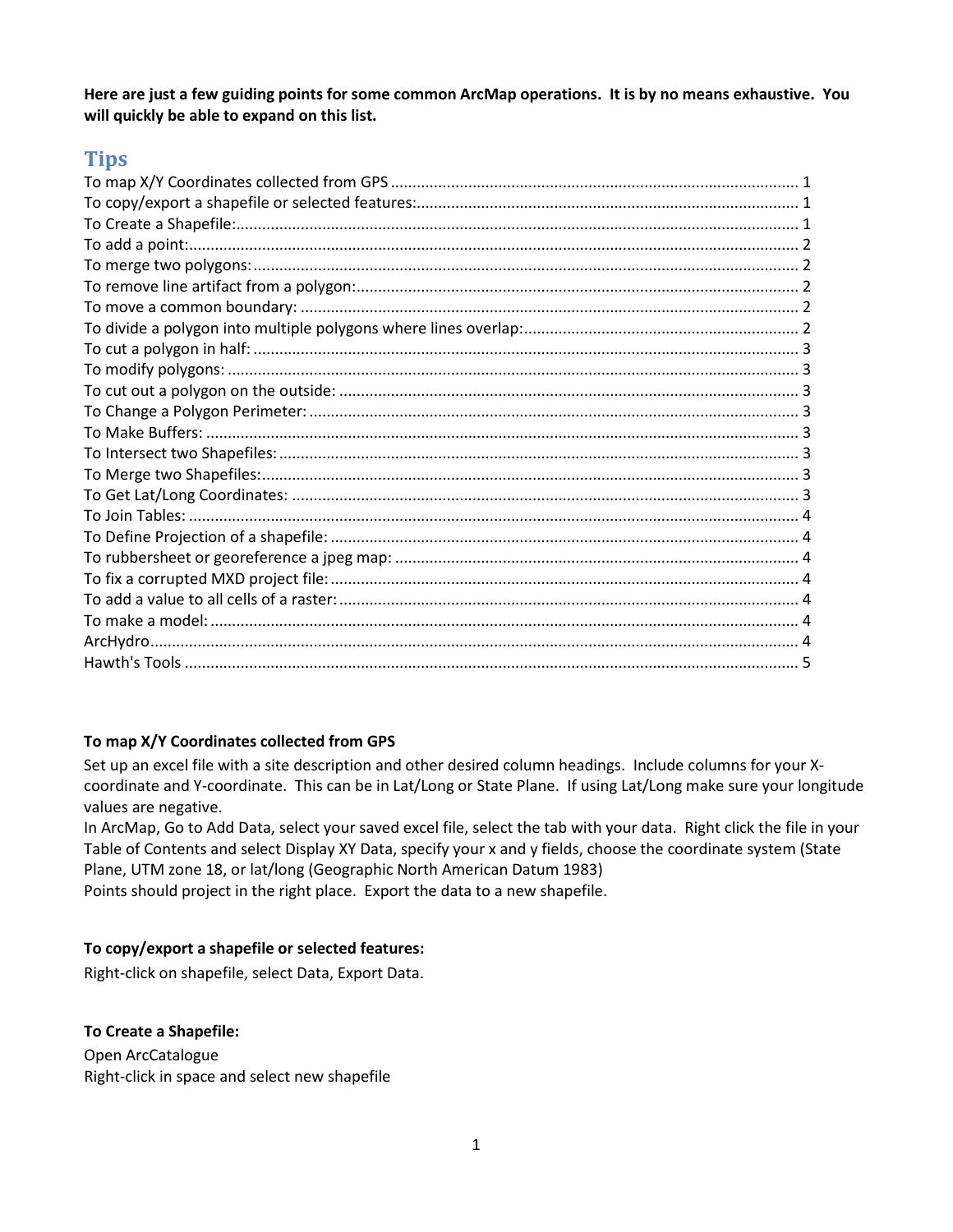**Here are just a few guiding points for some common ArcMap operations. It is by no means exhaustive. You will quickly be able to expand on this list.**

## Tips

To map X/Y Coordinates collected from GPS ........ 1
To copy/export a shapefile or selected features: ........ 1
To Create a Shapefile: ........ 1
To add a point: ........ 2
To merge two polygons: ........ 2
To remove line artifact from a polygon: ........ 2
To move a common boundary: ........ 2
To divide a polygon into multiple polygons where lines overlap: ........ 2
To cut a polygon in half: ........ 3
To modify polygons: ........ 3
To cut out a polygon on the outside: ........ 3
To Change a Polygon Perimeter: ........ 3
To Make Buffers: ........ 3
To Intersect two Shapefiles: ........ 3
To Merge two Shapefiles: ........ 3
To Get Lat/Long Coordinates: ........ 3
To Join Tables: ........ 4
To Define Projection of a shapefile: ........ 4
To rubbersheet or georeference a jpeg map: ........ 4
To fix a corrupted MXD project file: ........ 4
To add a value to all cells of a raster: ........ 4
To make a model: ........ 4
ArcHydro ........ 4
Hawth's Tools ........ 5

**To map X/Y Coordinates collected from GPS**

Set up an excel file with a site description and other desired column headings. Include columns for your X-coordinate and Y-coordinate. This can be in Lat/Long or State Plane. If using Lat/Long make sure your longitude values are negative.
In ArcMap, Go to Add Data, select your saved excel file, select the tab with your data. Right click the file in your Table of Contents and select Display XY Data, specify your x and y fields, choose the coordinate system (State Plane, UTM zone 18, or lat/long (Geographic North American Datum 1983)
Points should project in the right place. Export the data to a new shapefile.

**To copy/export a shapefile or selected features:**

Right-click on shapefile, select Data, Export Data.

**To Create a Shapefile:**

Open ArcCatalogue
Right-click in space and select new shapefile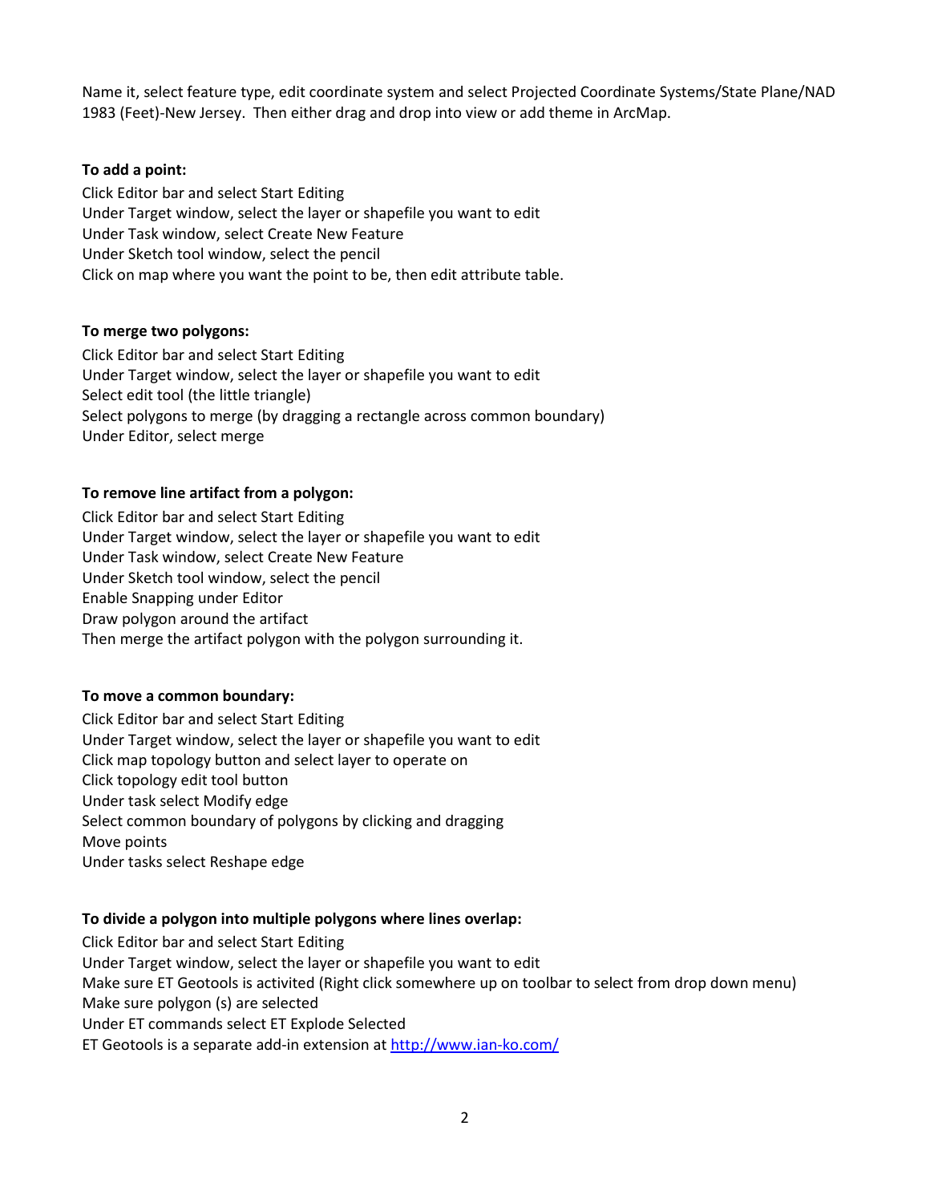Name it, select feature type, edit coordinate system and select Projected Coordinate Systems/State Plane/NAD 1983 (Feet)-New Jersey. Then either drag and drop into view or add theme in ArcMap.

**To add a point:**

Click Editor bar and select Start Editing
Under Target window, select the layer or shapefile you want to edit
Under Task window, select Create New Feature
Under Sketch tool window, select the pencil
Click on map where you want the point to be, then edit attribute table.

**To merge two polygons:**

Click Editor bar and select Start Editing
Under Target window, select the layer or shapefile you want to edit
Select edit tool (the little triangle)
Select polygons to merge (by dragging a rectangle across common boundary)
Under Editor, select merge

**To remove line artifact from a polygon:**

Click Editor bar and select Start Editing
Under Target window, select the layer or shapefile you want to edit
Under Task window, select Create New Feature
Under Sketch tool window, select the pencil
Enable Snapping under Editor
Draw polygon around the artifact
Then merge the artifact polygon with the polygon surrounding it.

**To move a common boundary:**

Click Editor bar and select Start Editing
Under Target window, select the layer or shapefile you want to edit
Click map topology button and select layer to operate on
Click topology edit tool button
Under task select Modify edge
Select common boundary of polygons by clicking and dragging
Move points
Under tasks select Reshape edge

**To divide a polygon into multiple polygons where lines overlap:**

Click Editor bar and select Start Editing
Under Target window, select the layer or shapefile you want to edit
Make sure ET Geotools is activited (Right click somewhere up on toolbar to select from drop down menu)
Make sure polygon (s) are selected
Under ET commands select ET Explode Selected
ET Geotools is a separate add-in extension at [http://www.ian-ko.com/](http://www.ian-ko.com/)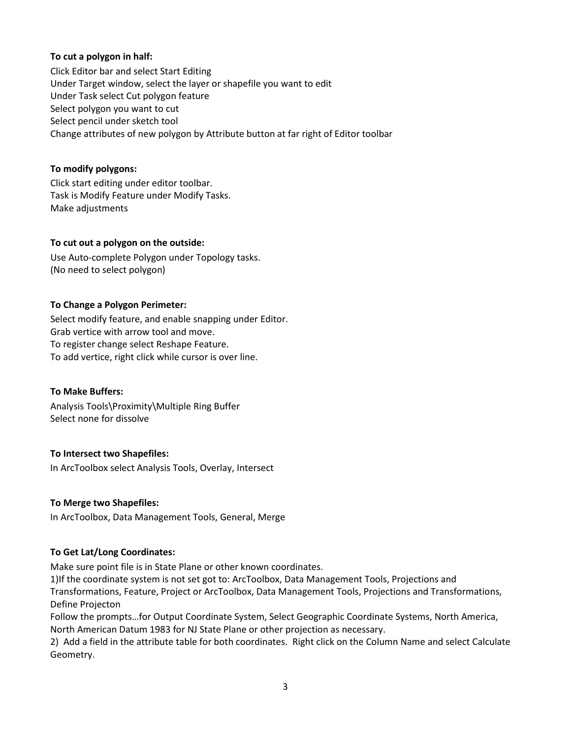**To cut a polygon in half:**

Click Editor bar and select Start Editing
Under Target window, select the layer or shapefile you want to edit
Under Task select Cut polygon feature
Select polygon you want to cut
Select pencil under sketch tool
Change attributes of new polygon by Attribute button at far right of Editor toolbar

**To modify polygons:**

Click start editing under editor toolbar.
Task is Modify Feature under Modify Tasks.
Make adjustments

**To cut out a polygon on the outside:**

Use Auto-complete Polygon under Topology tasks.
(No need to select polygon)

**To Change a Polygon Perimeter:**

Select modify feature, and enable snapping under Editor.
Grab vertice with arrow tool and move.
To register change select Reshape Feature.
To add vertice, right click while cursor is over line.

**To Make Buffers:**

Analysis Tools\Proximity\Multiple Ring Buffer
Select none for dissolve

**To Intersect two Shapefiles:**

In ArcToolbox select Analysis Tools, Overlay, Intersect

**To Merge two Shapefiles:**

In ArcToolbox, Data Management Tools, General, Merge

**To Get Lat/Long Coordinates:**

Make sure point file is in State Plane or other known coordinates.
1)If the coordinate system is not set got to: ArcToolbox, Data Management Tools, Projections and Transformations, Feature, Project or ArcToolbox, Data Management Tools, Projections and Transformations, Define Projecton
Follow the prompts…for Output Coordinate System, Select Geographic Coordinate Systems, North America, North American Datum 1983 for NJ State Plane or other projection as necessary.
2) Add a field in the attribute table for both coordinates. Right click on the Column Name and select Calculate Geometry.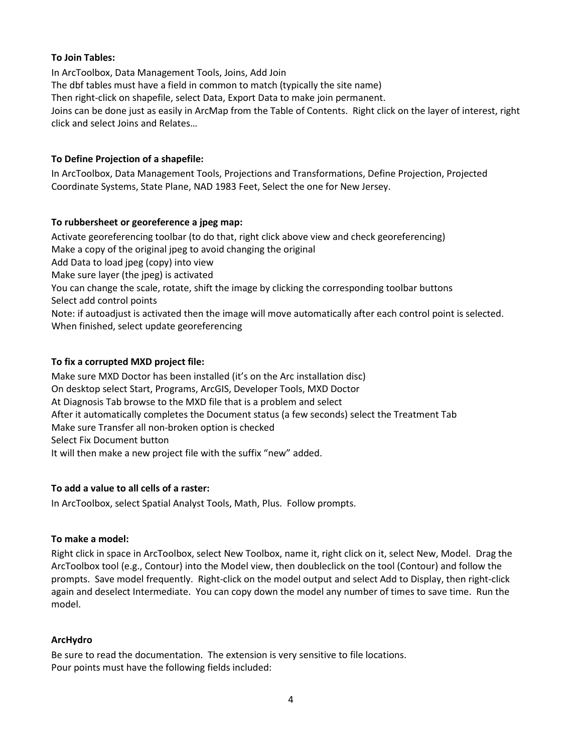**To Join Tables:**

In ArcToolbox, Data Management Tools, Joins, Add Join
The dbf tables must have a field in common to match (typically the site name)
Then right-click on shapefile, select Data, Export Data to make join permanent.
Joins can be done just as easily in ArcMap from the Table of Contents. Right click on the layer of interest, right click and select Joins and Relates…

**To Define Projection of a shapefile:**

In ArcToolbox, Data Management Tools, Projections and Transformations, Define Projection, Projected Coordinate Systems, State Plane, NAD 1983 Feet, Select the one for New Jersey.

**To rubbersheet or georeference a jpeg map:**

Activate georeferencing toolbar (to do that, right click above view and check georeferencing)
Make a copy of the original jpeg to avoid changing the original
Add Data to load jpeg (copy) into view
Make sure layer (the jpeg) is activated
You can change the scale, rotate, shift the image by clicking the corresponding toolbar buttons
Select add control points
Note: if autoadjust is activated then the image will move automatically after each control point is selected.
When finished, select update georeferencing

**To fix a corrupted MXD project file:**

Make sure MXD Doctor has been installed (it's on the Arc installation disc)
On desktop select Start, Programs, ArcGIS, Developer Tools, MXD Doctor
At Diagnosis Tab browse to the MXD file that is a problem and select
After it automatically completes the Document status (a few seconds) select the Treatment Tab
Make sure Transfer all non-broken option is checked
Select Fix Document button
It will then make a new project file with the suffix "new" added.

**To add a value to all cells of a raster:**

In ArcToolbox, select Spatial Analyst Tools, Math, Plus. Follow prompts.

**To make a model:**

Right click in space in ArcToolbox, select New Toolbox, name it, right click on it, select New, Model. Drag the ArcToolbox tool (e.g., Contour) into the Model view, then doubleclick on the tool (Contour) and follow the prompts. Save model frequently. Right-click on the model output and select Add to Display, then right-click again and deselect Intermediate. You can copy down the model any number of times to save time. Run the model.

**ArcHydro**

Be sure to read the documentation. The extension is very sensitive to file locations.
Pour points must have the following fields included: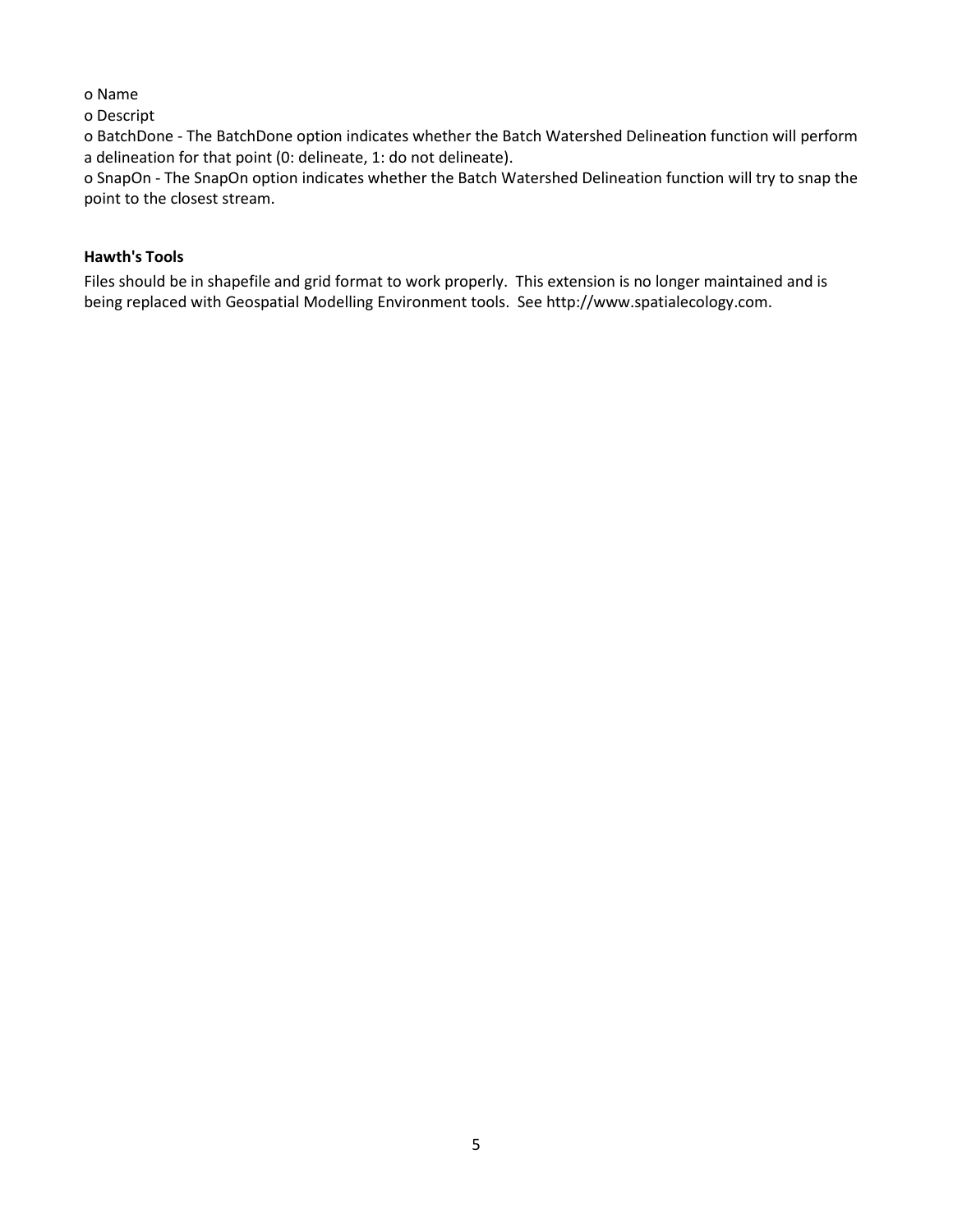- Name
- Descript
- BatchDone - The BatchDone option indicates whether the Batch Watershed Delineation function will perform a delineation for that point (0: delineate, 1: do not delineate).
- SnapOn - The SnapOn option indicates whether the Batch Watershed Delineation function will try to snap the point to the closest stream.

**Hawth's Tools**

Files should be in shapefile and grid format to work properly. This extension is no longer maintained and is being replaced with Geospatial Modelling Environment tools. See http://www.spatialecology.com.